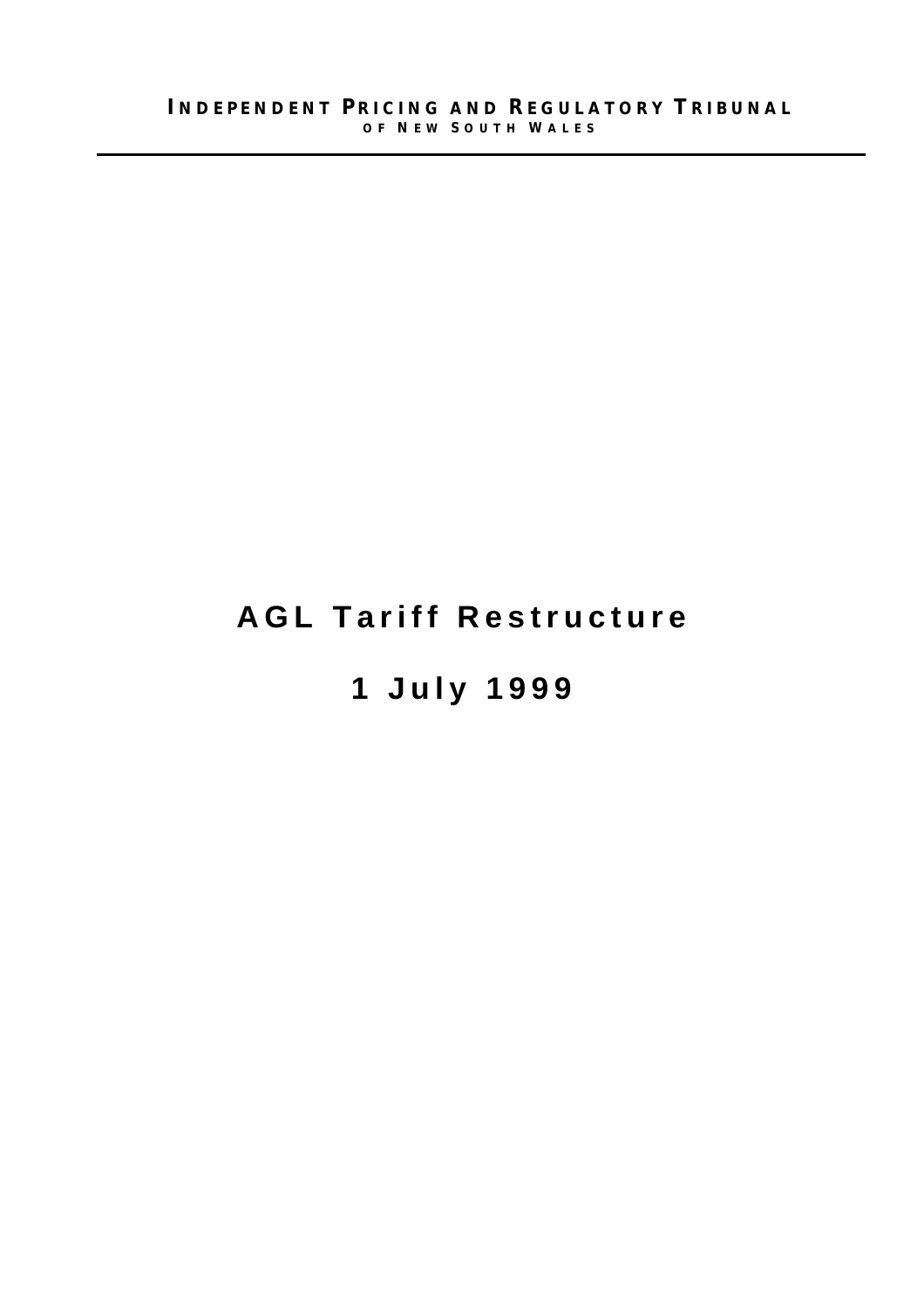INDEPENDENT PRICING AND REGULATORY TRIBUNAL
OF NEW SOUTH WALES

# AGL Tariff Restructure

# 1 July 1999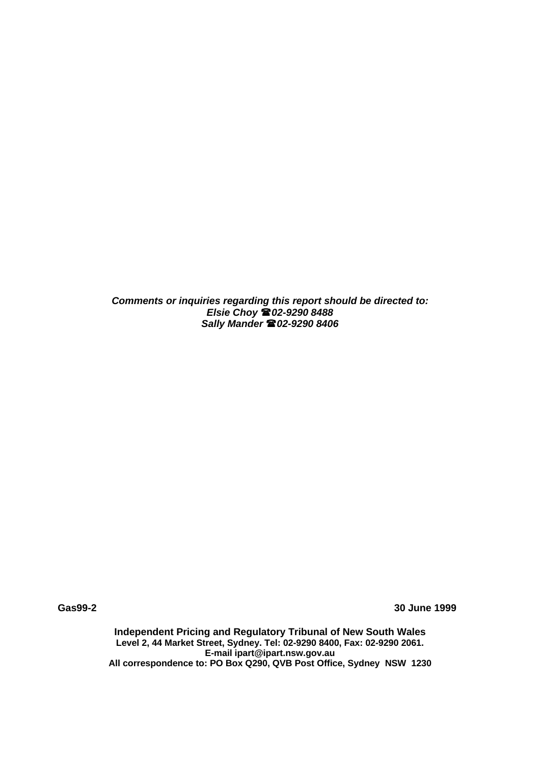***Comments or inquiries regarding this report should be directed to:***
***Elsie Choy ☎02-9290 8488***
***Sally Mander ☎02-9290 8406***

**Gas99-2** **30 June 1999**

**Independent Pricing and Regulatory Tribunal of New South Wales**
**Level 2, 44 Market Street, Sydney. Tel: 02-9290 8400, Fax: 02-9290 2061.**
**E-mail ipart@ipart.nsw.gov.au**
**All correspondence to: PO Box Q290, QVB Post Office, Sydney NSW 1230**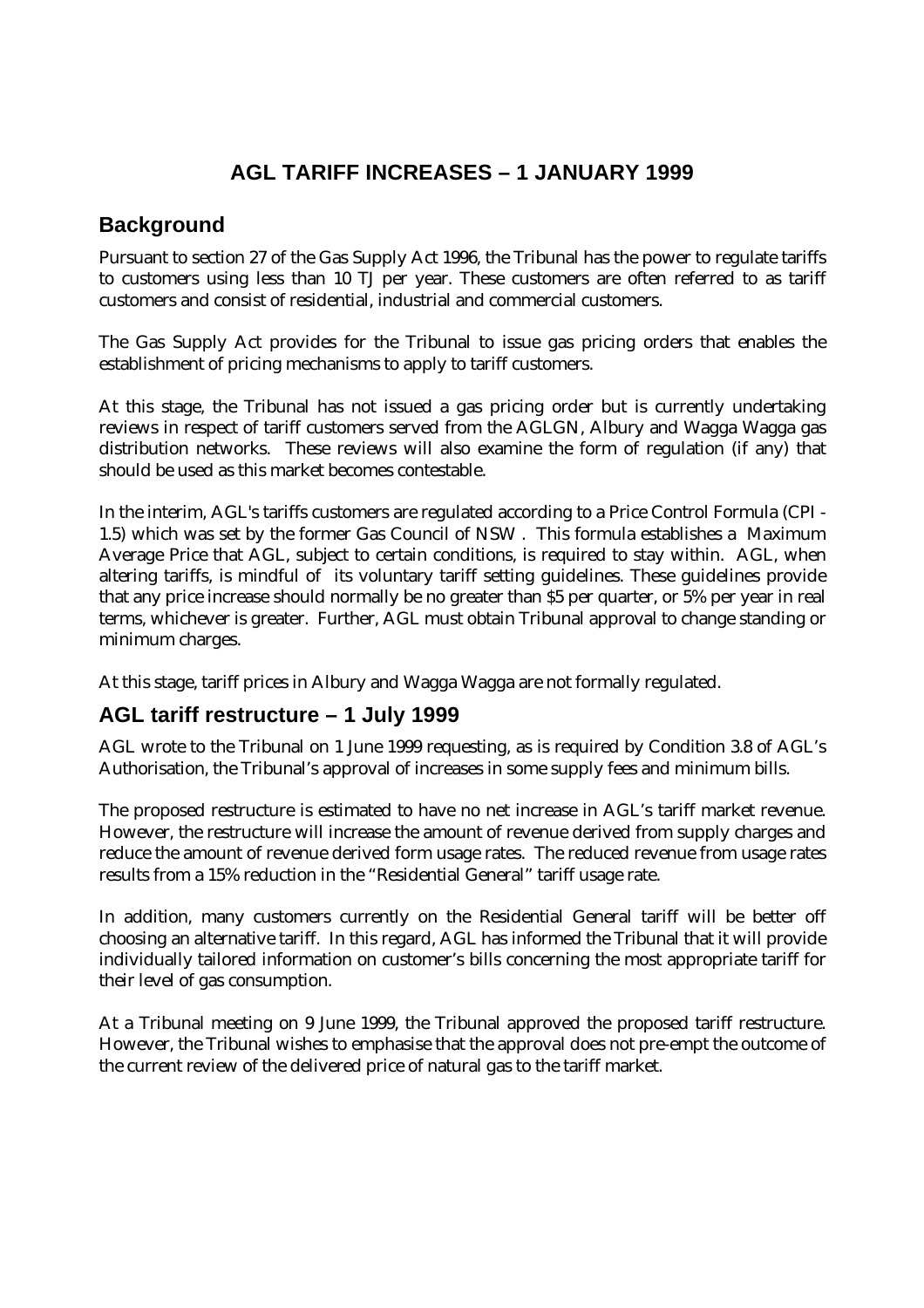# AGL TARIFF INCREASES – 1 JANUARY 1999

## Background

Pursuant to section 27 of the Gas Supply Act 1996, the Tribunal has the power to regulate tariffs to customers using less than 10 TJ per year. These customers are often referred to as tariff customers and consist of residential, industrial and commercial customers.

The Gas Supply Act provides for the Tribunal to issue gas pricing orders that enables the establishment of pricing mechanisms to apply to tariff customers.

At this stage, the Tribunal has not issued a gas pricing order but is currently undertaking reviews in respect of tariff customers served from the AGLGN, Albury and Wagga Wagga gas distribution networks. These reviews will also examine the form of regulation (if any) that should be used as this market becomes contestable.

In the interim, AGL's tariffs customers are regulated according to a Price Control Formula (CPI - 1.5) which was set by the former Gas Council of NSW . This formula establishes a Maximum Average Price that AGL, subject to certain conditions, is required to stay within. AGL, when altering tariffs, is mindful of its voluntary tariff setting guidelines. These guidelines provide that any price increase should normally be no greater than $5 per quarter, or 5% per year in real terms, whichever is greater. Further, AGL must obtain Tribunal approval to change standing or minimum charges.

At this stage, tariff prices in Albury and Wagga Wagga are not formally regulated.

## AGL tariff restructure – 1 July 1999

AGL wrote to the Tribunal on 1 June 1999 requesting, as is required by Condition 3.8 of AGL's Authorisation, the Tribunal's approval of increases in some supply fees and minimum bills.

The proposed restructure is estimated to have no net increase in AGL's tariff market revenue. However, the restructure will increase the amount of revenue derived from supply charges and reduce the amount of revenue derived form usage rates. The reduced revenue from usage rates results from a 15% reduction in the "Residential General" tariff usage rate.

In addition, many customers currently on the Residential General tariff will be better off choosing an alternative tariff. In this regard, AGL has informed the Tribunal that it will provide individually tailored information on customer's bills concerning the most appropriate tariff for their level of gas consumption.

At a Tribunal meeting on 9 June 1999, the Tribunal approved the proposed tariff restructure. However, the Tribunal wishes to emphasise that the approval does not pre-empt the outcome of the current review of the delivered price of natural gas to the tariff market.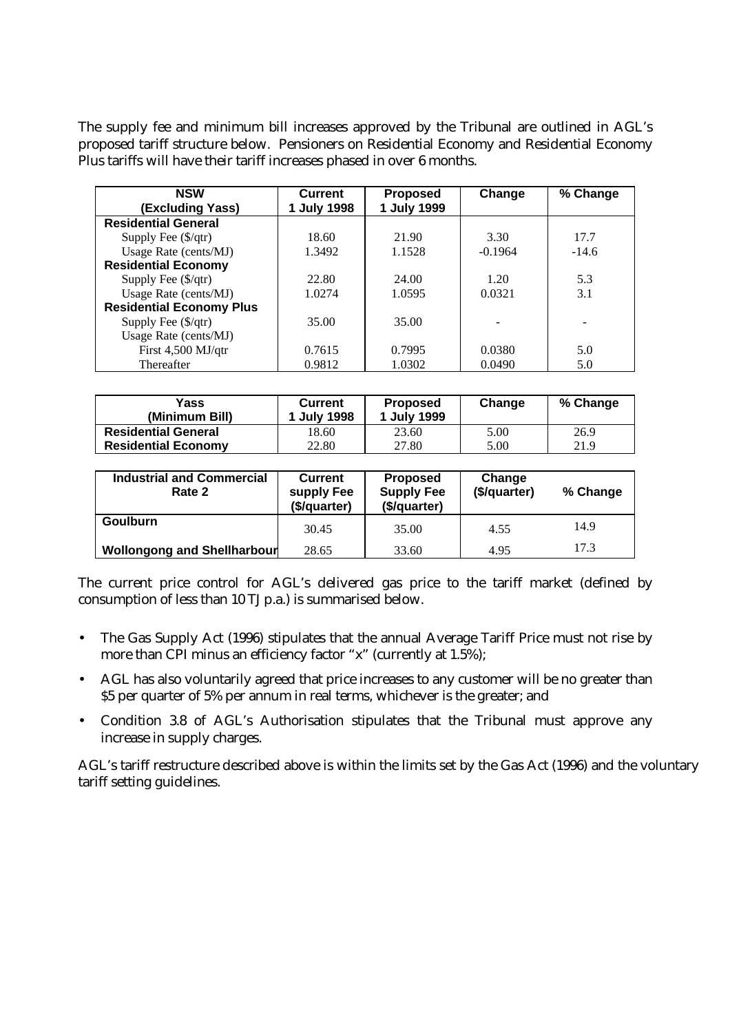The supply fee and minimum bill increases approved by the Tribunal are outlined in AGL's proposed tariff structure below. Pensioners on Residential Economy and Residential Economy Plus tariffs will have their tariff increases phased in over 6 months.

| NSW (Excluding Yass) | Current 1 July 1998 | Proposed 1 July 1999 | Change | % Change |
|---|---|---|---|---|
| **Residential General** | | | | |
| Supply Fee ($/qtr) | 18.60 | 21.90 | 3.30 | 17.7 |
| Usage Rate (cents/MJ) | 1.3492 | 1.1528 | -0.1964 | -14.6 |
| **Residential Economy** | | | | |
| Supply Fee ($/qtr) | 22.80 | 24.00 | 1.20 | 5.3 |
| Usage Rate (cents/MJ) | 1.0274 | 1.0595 | 0.0321 | 3.1 |
| **Residential Economy Plus** | | | | |
| Supply Fee ($/qtr) | 35.00 | 35.00 | - | - |
| Usage Rate (cents/MJ) | | | | |
| First 4,500 MJ/qtr | 0.7615 | 0.7995 | 0.0380 | 5.0 |
| Thereafter | 0.9812 | 1.0302 | 0.0490 | 5.0 |

| Yass (Minimum Bill) | Current 1 July 1998 | Proposed 1 July 1999 | Change | % Change |
|---|---|---|---|---|
| **Residential General** | 18.60 | 23.60 | 5.00 | 26.9 |
| **Residential Economy** | 22.80 | 27.80 | 5.00 | 21.9 |

| Industrial and Commercial Rate 2 | Current supply Fee ($/quarter) | Proposed Supply Fee ($/quarter) | Change ($/quarter) | % Change |
|---|---|---|---|---|
| **Goulburn** | 30.45 | 35.00 | 4.55 | 14.9 |
| **Wollongong and Shellharbour** | 28.65 | 33.60 | 4.95 | 17.3 |

The current price control for AGL's delivered gas price to the tariff market (defined by consumption of less than 10 TJ p.a.) is summarised below.

- The Gas Supply Act (1996) stipulates that the annual Average Tariff Price must not rise by more than CPI minus an efficiency factor "x" (currently at 1.5%);
- AGL has also voluntarily agreed that price increases to any customer will be no greater than $5 per quarter of 5% per annum in real terms, whichever is the greater; and
- Condition 3.8 of AGL's Authorisation stipulates that the Tribunal must approve any increase in supply charges.

AGL's tariff restructure described above is within the limits set by the Gas Act (1996) and the voluntary tariff setting guidelines.